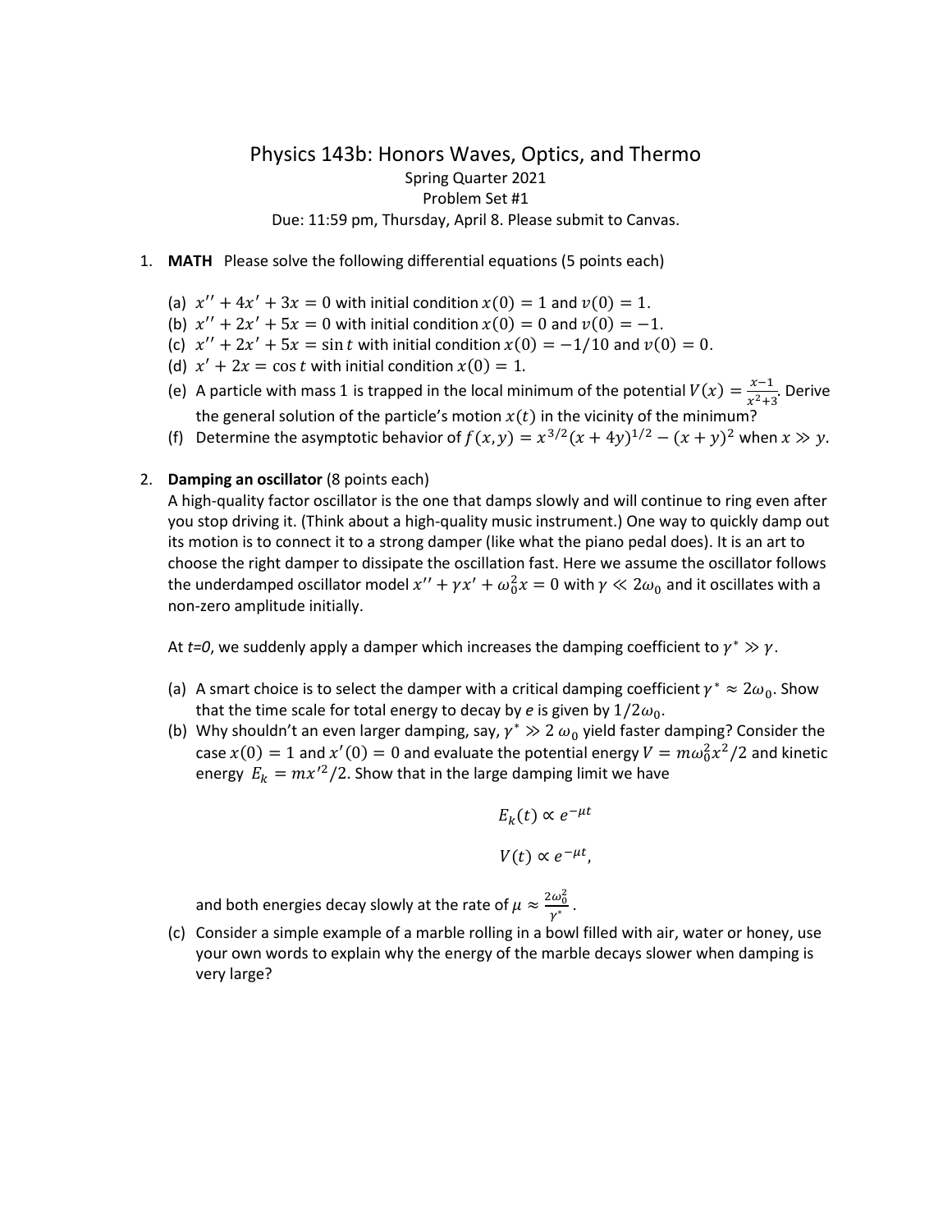# Physics 143b: Honors Waves, Optics, and Thermo

Spring Quarter 2021

Problem Set #1

Due: 11:59 pm, Thursday, April 8. Please submit to Canvas.

1. **MATH** Please solve the following differential equations (5 points each)

   (a) $x'' + 4x' + 3x = 0$ with initial condition $x(0) = 1$ and $v(0) = 1$.

   (b) $x'' + 2x' + 5x = 0$ with initial condition $x(0) = 0$ and $v(0) = -1$.

   (c) $x'' + 2x' + 5x = \sin t$ with initial condition $x(0) = -1/10$ and $v(0) = 0$.

   (d) $x' + 2x = \cos t$ with initial condition $x(0) = 1$.

   (e) A particle with mass 1 is trapped in the local minimum of the potential $V(x) = \frac{x-1}{x^2+3}$. Derive the general solution of the particle's motion $x(t)$ in the vicinity of the minimum?

   (f) Determine the asymptotic behavior of $f(x, y) = x^{3/2}(x + 4y)^{1/2} - (x + y)^2$ when $x \gg y$.

2. **Damping an oscillator** (8 points each)

   A high-quality factor oscillator is the one that damps slowly and will continue to ring even after you stop driving it. (Think about a high-quality music instrument.) One way to quickly damp out its motion is to connect it to a strong damper (like what the piano pedal does). It is an art to choose the right damper to dissipate the oscillation fast. Here we assume the oscillator follows the underdamped oscillator model $x'' + \gamma x' + \omega_0^2 x = 0$ with $\gamma \ll 2\omega_0$ and it oscillates with a non-zero amplitude initially.

   At *t=0*, we suddenly apply a damper which increases the damping coefficient to $\gamma^* \gg \gamma$.

   (a) A smart choice is to select the damper with a critical damping coefficient $\gamma^* \approx 2\omega_0$. Show that the time scale for total energy to decay by *e* is given by $1/2\omega_0$.

   (b) Why shouldn't an even larger damping, say, $\gamma^* \gg 2\,\omega_0$ yield faster damping? Consider the case $x(0) = 1$ and $x'(0) = 0$ and evaluate the potential energy $V = m\omega_0^2 x^2/2$ and kinetic energy $E_k = mx'^2/2$. Show that in the large damping limit we have

   $$E_k(t) \propto e^{-\mu t}$$

   $$V(t) \propto e^{-\mu t},$$

   and both energies decay slowly at the rate of $\mu \approx \frac{2\omega_0^2}{\gamma^*}$.

   (c) Consider a simple example of a marble rolling in a bowl filled with air, water or honey, use your own words to explain why the energy of the marble decays slower when damping is very large?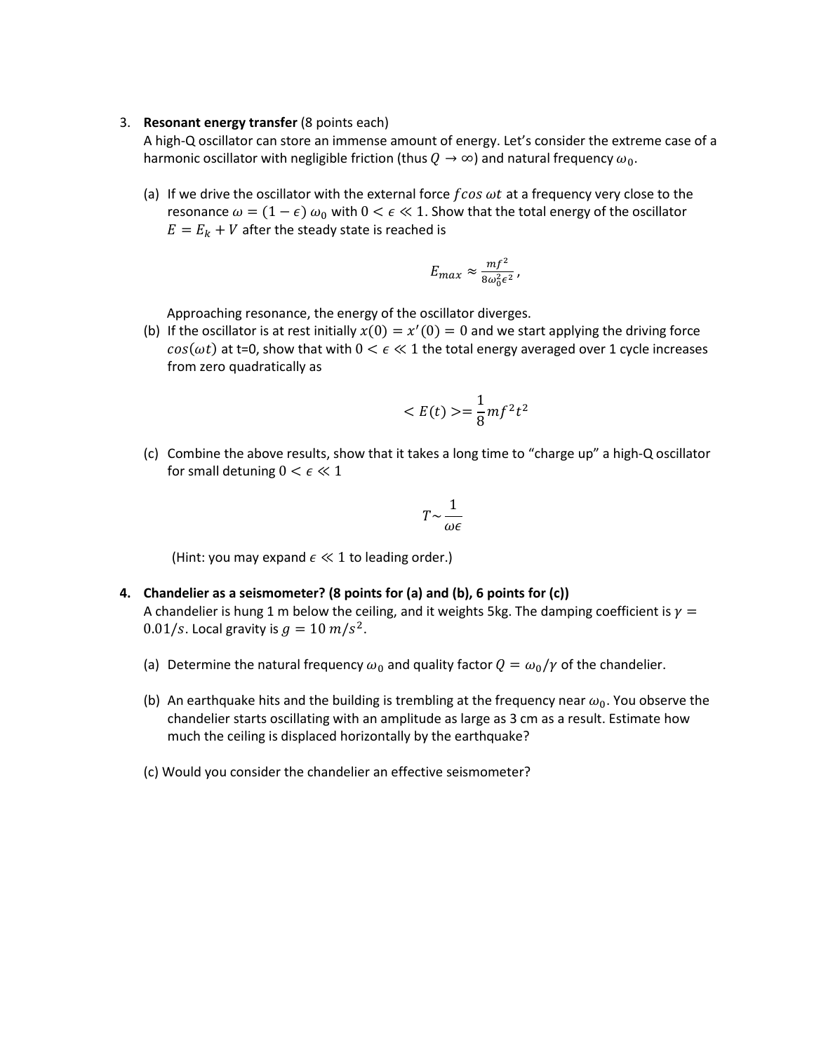3. **Resonant energy transfer** (8 points each)
   A high-Q oscillator can store an immense amount of energy. Let's consider the extreme case of a harmonic oscillator with negligible friction (thus $Q \to \infty$) and natural frequency $\omega_0$.

   (a) If we drive the oscillator with the external force $f\cos\omega t$ at a frequency very close to the resonance $\omega = (1-\epsilon)\,\omega_0$ with $0 < \epsilon \ll 1$. Show that the total energy of the oscillator $E = E_k + V$ after the steady state is reached is

   $$E_{max} \approx \frac{mf^2}{8\omega_0^2\epsilon^2},$$

   Approaching resonance, the energy of the oscillator diverges.

   (b) If the oscillator is at rest initially $x(0) = x'(0) = 0$ and we start applying the driving force $\cos(\omega t)$ at t=0, show that with $0 < \epsilon \ll 1$ the total energy averaged over 1 cycle increases from zero quadratically as

   $$< E(t) >= \frac{1}{8} m f^2 t^2$$

   (c) Combine the above results, show that it takes a long time to "charge up" a high-Q oscillator for small detuning $0 < \epsilon \ll 1$

   $$T \sim \frac{1}{\omega\epsilon}$$

   (Hint: you may expand $\epsilon \ll 1$ to leading order.)

4. **Chandelier as a seismometer? (8 points for (a) and (b), 6 points for (c))**
   A chandelier is hung 1 m below the ceiling, and it weights 5kg. The damping coefficient is $\gamma = 0.01/s$. Local gravity is $g = 10\ m/s^2$.

   (a) Determine the natural frequency $\omega_0$ and quality factor $Q = \omega_0/\gamma$ of the chandelier.

   (b) An earthquake hits and the building is trembling at the frequency near $\omega_0$. You observe the chandelier starts oscillating with an amplitude as large as 3 cm as a result. Estimate how much the ceiling is displaced horizontally by the earthquake?

   (c) Would you consider the chandelier an effective seismometer?